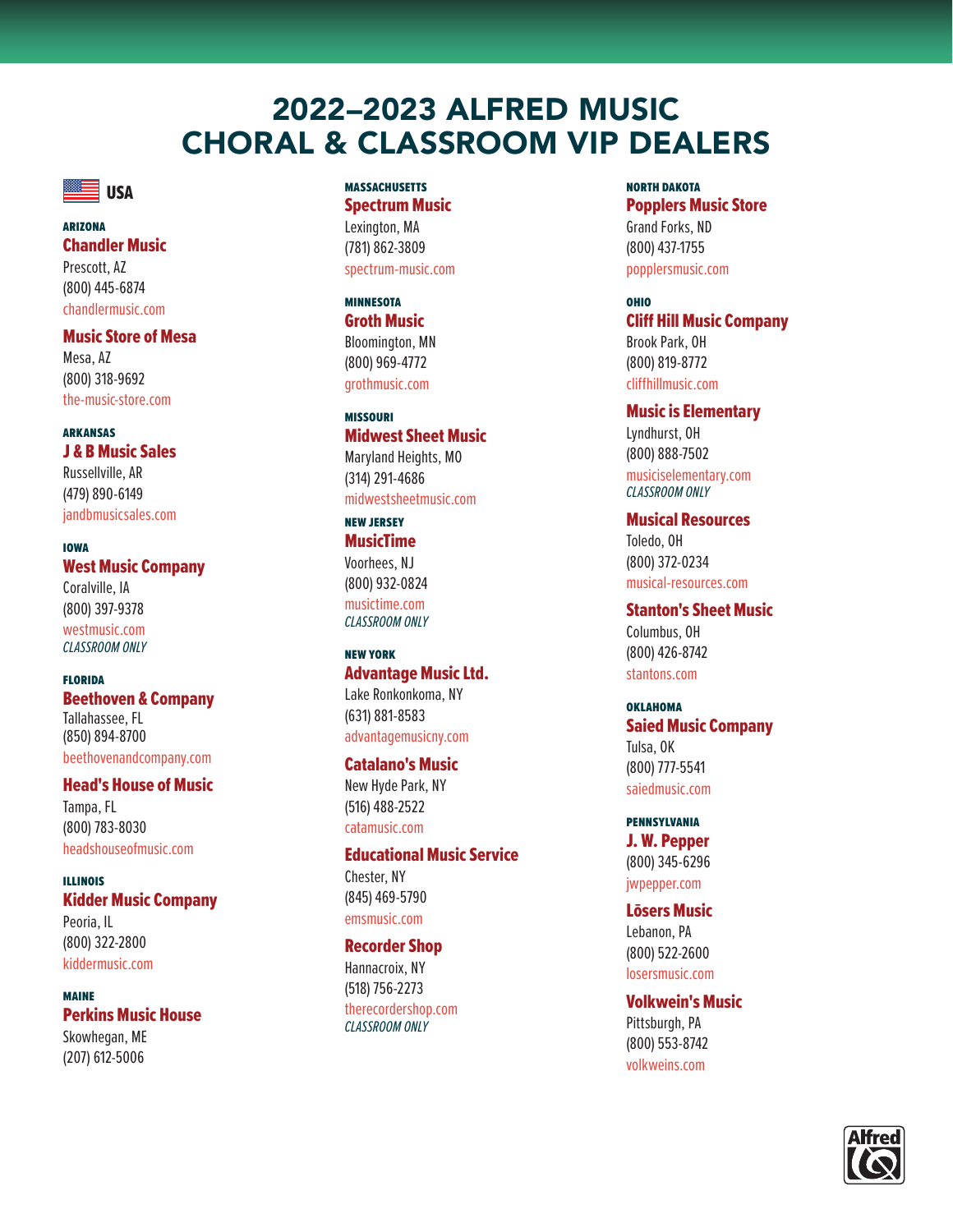# 2022–2023 ALFRED MUSIC CHORAL & CLASSROOM VIP DEALERS

## USA

### ARIZONA

**Chandler Music**
Prescott, AZ
(800) 445-6874
chandlermusic.com

**Music Store of Mesa**
Mesa, AZ
(800) 318-9692
the-music-store.com

### ARKANSAS

**J & B Music Sales**
Russellville, AR
(479) 890-6149
jandbmusicsales.com

### IOWA

**West Music Company**
Coralville, IA
(800) 397-9378
westmusic.com
*CLASSROOM ONLY*

### FLORIDA

**Beethoven & Company**
Tallahassee, FL
(850) 894-8700
beethovenandcompany.com

**Head's House of Music**
Tampa, FL
(800) 783-8030
headshouseofmusic.com

### ILLINOIS

**Kidder Music Company**
Peoria, IL
(800) 322-2800
kiddermusic.com

### MAINE

**Perkins Music House**
Skowhegan, ME
(207) 612-5006

### MASSACHUSETTS

**Spectrum Music**
Lexington, MA
(781) 862-3809
spectrum-music.com

### MINNESOTA

**Groth Music**
Bloomington, MN
(800) 969-4772
grothmusic.com

### MISSOURI

**Midwest Sheet Music**
Maryland Heights, MO
(314) 291-4686
midwestsheetmusic.com

### NEW JERSEY

**MusicTime**
Voorhees, NJ
(800) 932-0824
musictime.com
*CLASSROOM ONLY*

### NEW YORK

**Advantage Music Ltd.**
Lake Ronkonkoma, NY
(631) 881-8583
advantagemusicny.com

**Catalano's Music**
New Hyde Park, NY
(516) 488-2522
catamusic.com

**Educational Music Service**
Chester, NY
(845) 469-5790
emsmusic.com

**Recorder Shop**
Hannacroix, NY
(518) 756-2273
therecordershop.com
*CLASSROOM ONLY*

### NORTH DAKOTA

**Popplers Music Store**
Grand Forks, ND
(800) 437-1755
popplersmusic.com

### OHIO

**Cliff Hill Music Company**
Brook Park, OH
(800) 819-8772
cliffhillmusic.com

**Music is Elementary**
Lyndhurst, OH
(800) 888-7502
musiciselementary.com
*CLASSROOM ONLY*

**Musical Resources**
Toledo, OH
(800) 372-0234
musical-resources.com

**Stanton's Sheet Music**
Columbus, OH
(800) 426-8742
stantons.com

### OKLAHOMA

**Saied Music Company**
Tulsa, OK
(800) 777-5541
saiedmusic.com

### PENNSYLVANIA

**J. W. Pepper**
(800) 345-6296
jwpepper.com

**Lōsers Music**
Lebanon, PA
(800) 522-2600
losersmusic.com

**Volkwein's Music**
Pittsburgh, PA
(800) 553-8742
volkweins.com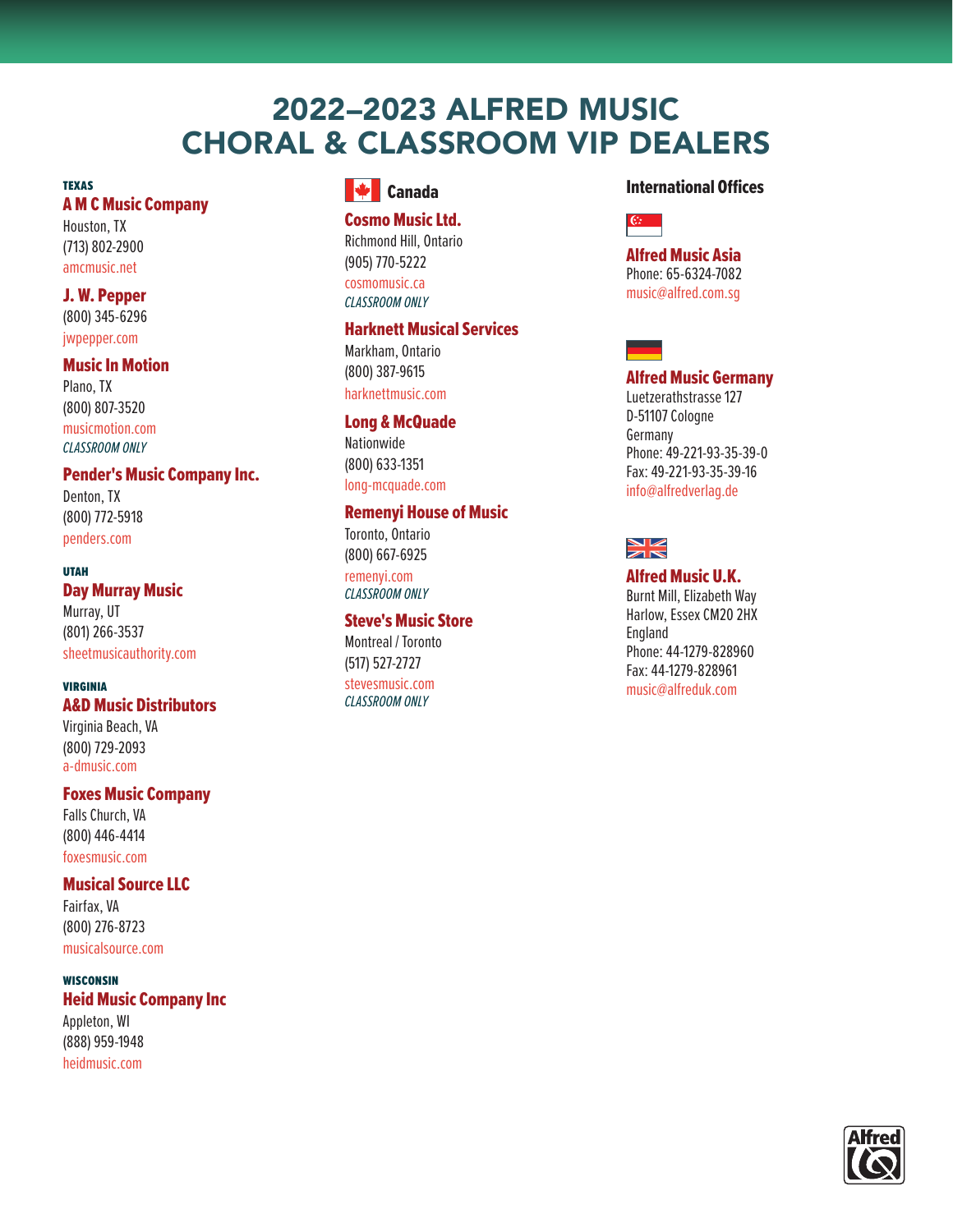# 2022–2023 ALFRED MUSIC CHORAL & CLASSROOM VIP DEALERS

#### TEXAS

### A M C Music Company
Houston, TX
(713) 802-2900
amcmusic.net

### J. W. Pepper
(800) 345-6296
jwpepper.com

### Music In Motion
Plano, TX
(800) 807-3520
musicmotion.com
*CLASSROOM ONLY*

### Pender's Music Company Inc.
Denton, TX
(800) 772-5918
penders.com

#### UTAH

### Day Murray Music
Murray, UT
(801) 266-3537
sheetmusicauthority.com

#### VIRGINIA

### A&D Music Distributors
Virginia Beach, VA
(800) 729-2093
a-dmusic.com

### Foxes Music Company
Falls Church, VA
(800) 446-4414
foxesmusic.com

### Musical Source LLC
Fairfax, VA
(800) 276-8723
musicalsource.com

#### WISCONSIN

### Heid Music Company Inc
Appleton, WI
(888) 959-1948
heidmusic.com

## Canada

### Cosmo Music Ltd.
Richmond Hill, Ontario
(905) 770-5222
cosmomusic.ca
*CLASSROOM ONLY*

### Harknett Musical Services
Markham, Ontario
(800) 387-9615
harknettmusic.com

### Long & McQuade
Nationwide
(800) 633-1351
long-mcquade.com

### Remenyi House of Music
Toronto, Ontario
(800) 667-6925
remenyi.com
*CLASSROOM ONLY*

### Steve's Music Store
Montreal / Toronto
(517) 527-2727
stevesmusic.com
*CLASSROOM ONLY*

## International Offices

### Alfred Music Asia
Phone: 65-6324-7082
music@alfred.com.sg

### Alfred Music Germany
Luetzerathstrasse 127
D-51107 Cologne
Germany
Phone: 49-221-93-35-39-0
Fax: 49-221-93-35-39-16
info@alfredverlag.de

### Alfred Music U.K.
Burnt Mill, Elizabeth Way
Harlow, Essex CM20 2HX
England
Phone: 44-1279-828960
Fax: 44-1279-828961
music@alfreduk.com